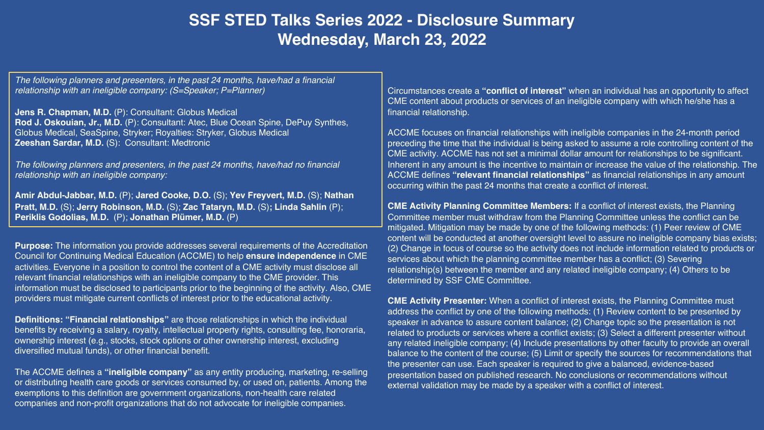# SSF STED Talks Series 2022 - Disclosure Summary
## Wednesday, March 23, 2022

*The following planners and presenters, in the past 24 months, have/had a financial relationship with an ineligible company: (S=Speaker; P=Planner)*

**Jens R. Chapman, M.D.** (P): Consultant: Globus Medical
**Rod J. Oskouian, Jr., M.D.** (P): Consultant: Atec, Blue Ocean Spine, DePuy Synthes, Globus Medical, SeaSpine, Stryker; Royalties: Stryker, Globus Medical
**Zeeshan Sardar, M.D.** (S): Consultant: Medtronic

*The following planners and presenters, in the past 24 months, have/had no financial relationship with an ineligible company:*

**Amir Abdul-Jabbar, M.D.** (P); **Jared Cooke, D.O.** (S); **Yev Freyvert, M.D.** (S); **Nathan Pratt, M.D.** (S); **Jerry Robinson, M.D.** (S); **Zac Tataryn, M.D.** (S); **Linda Sahlin** (P); **Periklis Godolias, M.D.** (P); **Jonathan Plümer, M.D.** (P)

**Purpose:** The information you provide addresses several requirements of the Accreditation Council for Continuing Medical Education (ACCME) to help **ensure independence** in CME activities. Everyone in a position to control the content of a CME activity must disclose all relevant financial relationships with an ineligible company to the CME provider. This information must be disclosed to participants prior to the beginning of the activity. Also, CME providers must mitigate current conflicts of interest prior to the educational activity.

**Definitions: "Financial relationships"** are those relationships in which the individual benefits by receiving a salary, royalty, intellectual property rights, consulting fee, honoraria, ownership interest (e.g., stocks, stock options or other ownership interest, excluding diversified mutual funds), or other financial benefit.

The ACCME defines a **"ineligible company"** as any entity producing, marketing, re-selling or distributing health care goods or services consumed by, or used on, patients. Among the exemptions to this definition are government organizations, non-health care related companies and non-profit organizations that do not advocate for ineligible companies.

Circumstances create a **"conflict of interest"** when an individual has an opportunity to affect CME content about products or services of an ineligible company with which he/she has a financial relationship.

ACCME focuses on financial relationships with ineligible companies in the 24-month period preceding the time that the individual is being asked to assume a role controlling content of the CME activity. ACCME has not set a minimal dollar amount for relationships to be significant. Inherent in any amount is the incentive to maintain or increase the value of the relationship. The ACCME defines **"relevant financial relationships"** as financial relationships in any amount occurring within the past 24 months that create a conflict of interest.

**CME Activity Planning Committee Members:** If a conflict of interest exists, the Planning Committee member must withdraw from the Planning Committee unless the conflict can be mitigated. Mitigation may be made by one of the following methods: (1) Peer review of CME content will be conducted at another oversight level to assure no ineligible company bias exists; (2) Change in focus of course so the activity does not include information related to products or services about which the planning committee member has a conflict; (3) Severing relationship(s) between the member and any related ineligible company; (4) Others to be determined by SSF CME Committee.

**CME Activity Presenter:** When a conflict of interest exists, the Planning Committee must address the conflict by one of the following methods: (1) Review content to be presented by speaker in advance to assure content balance; (2) Change topic so the presentation is not related to products or services where a conflict exists; (3) Select a different presenter without any related ineligible company; (4) Include presentations by other faculty to provide an overall balance to the content of the course; (5) Limit or specify the sources for recommendations that the presenter can use. Each speaker is required to give a balanced, evidence-based presentation based on published research. No conclusions or recommendations without external validation may be made by a speaker with a conflict of interest.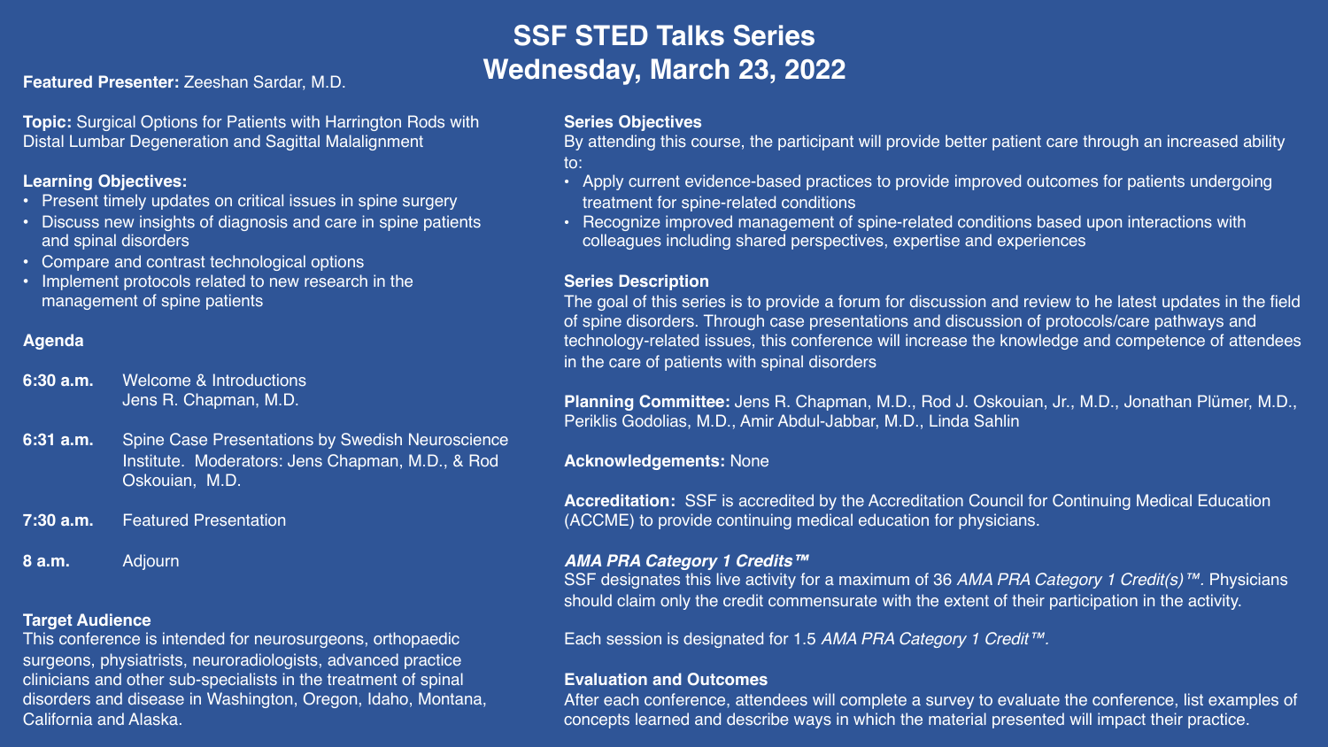# SSF STED Talks Series
# Wednesday, March 23, 2022

**Featured Presenter:** Zeeshan Sardar, M.D.

**Topic:** Surgical Options for Patients with Harrington Rods with Distal Lumbar Degeneration and Sagittal Malalignment

**Learning Objectives:**

- Present timely updates on critical issues in spine surgery
- Discuss new insights of diagnosis and care in spine patients and spinal disorders
- Compare and contrast technological options
- Implement protocols related to new research in the management of spine patients

**Agenda**

| | |
|---|---|
| **6:30 a.m.** | Welcome & Introductions<br>Jens R. Chapman, M.D. |
| **6:31 a.m.** | Spine Case Presentations by Swedish Neuroscience Institute. Moderators: Jens Chapman, M.D., & Rod Oskouian, M.D. |
| **7:30 a.m.** | Featured Presentation |
| **8 a.m.** | Adjourn |

**Target Audience**
This conference is intended for neurosurgeons, orthopaedic surgeons, physiatrists, neuroradiologists, advanced practice clinicians and other sub-specialists in the treatment of spinal disorders and disease in Washington, Oregon, Idaho, Montana, California and Alaska.

**Series Objectives**
By attending this course, the participant will provide better patient care through an increased ability to:

- Apply current evidence-based practices to provide improved outcomes for patients undergoing treatment for spine-related conditions
- Recognize improved management of spine-related conditions based upon interactions with colleagues including shared perspectives, expertise and experiences

**Series Description**
The goal of this series is to provide a forum for discussion and review to he latest updates in the field of spine disorders. Through case presentations and discussion of protocols/care pathways and technology-related issues, this conference will increase the knowledge and competence of attendees in the care of patients with spinal disorders

**Planning Committee:** Jens R. Chapman, M.D., Rod J. Oskouian, Jr., M.D., Jonathan Plümer, M.D., Periklis Godolias, M.D., Amir Abdul-Jabbar, M.D., Linda Sahlin

**Acknowledgements:** None

**Accreditation:** SSF is accredited by the Accreditation Council for Continuing Medical Education (ACCME) to provide continuing medical education for physicians.

***AMA PRA Category 1 Credits™***
SSF designates this live activity for a maximum of 36 *AMA PRA Category 1 Credit(s)™*. Physicians should claim only the credit commensurate with the extent of their participation in the activity.

Each session is designated for 1.5 *AMA PRA Category 1 Credit™.*

**Evaluation and Outcomes**
After each conference, attendees will complete a survey to evaluate the conference, list examples of concepts learned and describe ways in which the material presented will impact their practice.